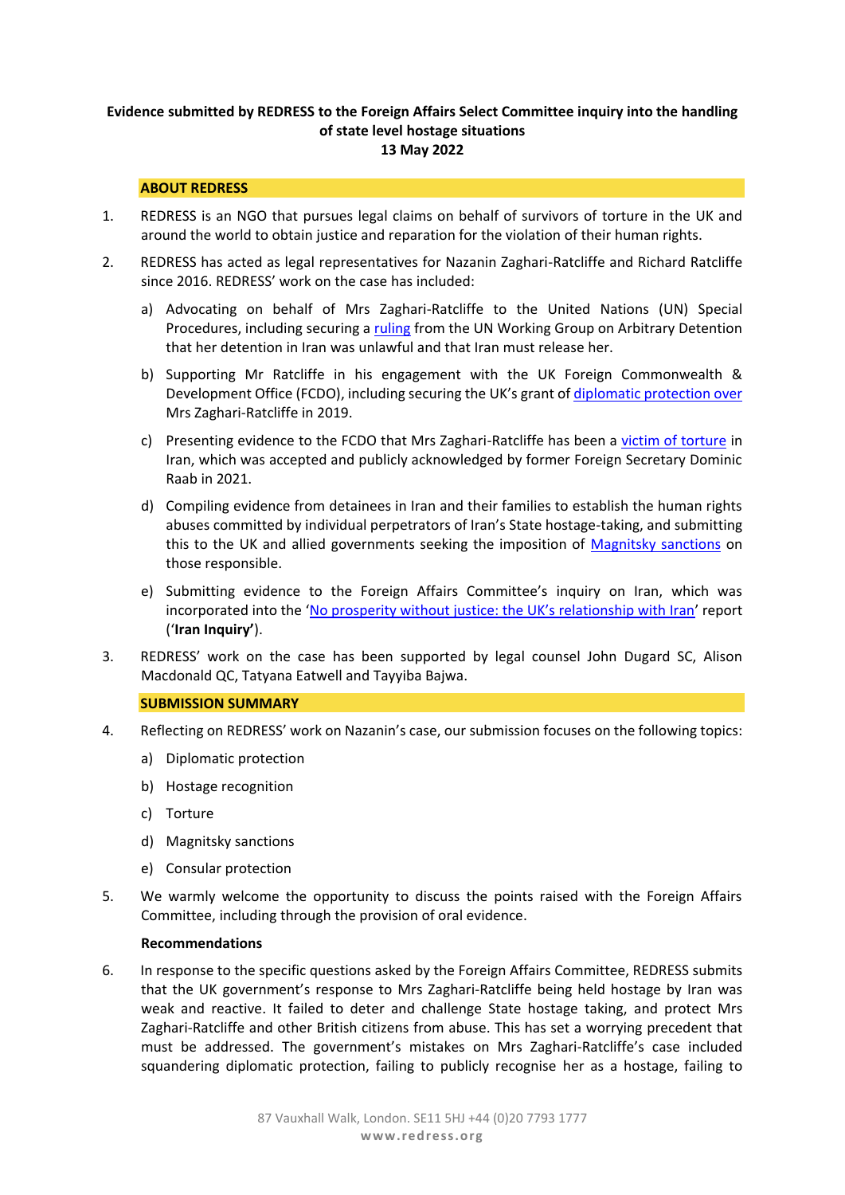**Evidence submitted by REDRESS to the Foreign Affairs Select Committee inquiry into the handling of state level hostage situations**
**13 May 2022**

## ABOUT REDRESS

1. REDRESS is an NGO that pursues legal claims on behalf of survivors of torture in the UK and around the world to obtain justice and reparation for the violation of their human rights.

2. REDRESS has acted as legal representatives for Nazanin Zaghari-Ratcliffe and Richard Ratcliffe since 2016. REDRESS' work on the case has included:

   a) Advocating on behalf of Mrs Zaghari-Ratcliffe to the United Nations (UN) Special Procedures, including securing a ruling from the UN Working Group on Arbitrary Detention that her detention in Iran was unlawful and that Iran must release her.

   b) Supporting Mr Ratcliffe in his engagement with the UK Foreign Commonwealth & Development Office (FCDO), including securing the UK's grant of diplomatic protection over Mrs Zaghari-Ratcliffe in 2019.

   c) Presenting evidence to the FCDO that Mrs Zaghari-Ratcliffe has been a victim of torture in Iran, which was accepted and publicly acknowledged by former Foreign Secretary Dominic Raab in 2021.

   d) Compiling evidence from detainees in Iran and their families to establish the human rights abuses committed by individual perpetrators of Iran's State hostage-taking, and submitting this to the UK and allied governments seeking the imposition of Magnitsky sanctions on those responsible.

   e) Submitting evidence to the Foreign Affairs Committee's inquiry on Iran, which was incorporated into the 'No prosperity without justice: the UK's relationship with Iran' report ('**Iran Inquiry'**).

3. REDRESS' work on the case has been supported by legal counsel John Dugard SC, Alison Macdonald QC, Tatyana Eatwell and Tayyiba Bajwa.

## SUBMISSION SUMMARY

4. Reflecting on REDRESS' work on Nazanin's case, our submission focuses on the following topics:

   a) Diplomatic protection

   b) Hostage recognition

   c) Torture

   d) Magnitsky sanctions

   e) Consular protection

5. We warmly welcome the opportunity to discuss the points raised with the Foreign Affairs Committee, including through the provision of oral evidence.

### Recommendations

6. In response to the specific questions asked by the Foreign Affairs Committee, REDRESS submits that the UK government's response to Mrs Zaghari-Ratcliffe being held hostage by Iran was weak and reactive. It failed to deter and challenge State hostage taking, and protect Mrs Zaghari-Ratcliffe and other British citizens from abuse. This has set a worrying precedent that must be addressed. The government's mistakes on Mrs Zaghari-Ratcliffe's case included squandering diplomatic protection, failing to publicly recognise her as a hostage, failing to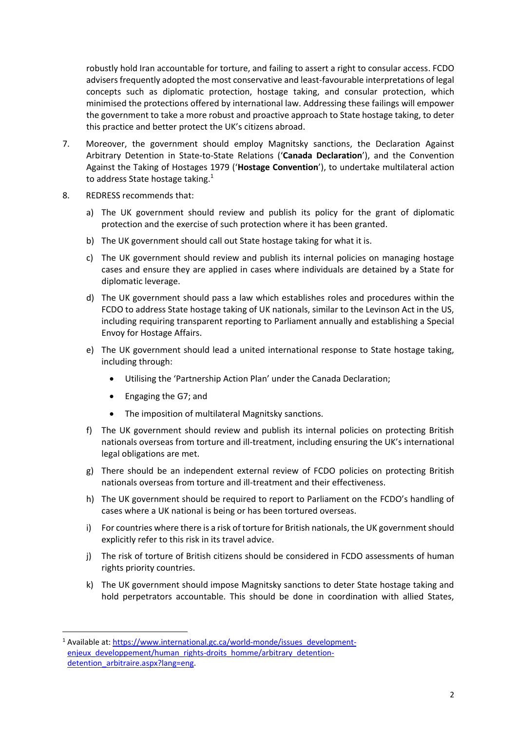robustly hold Iran accountable for torture, and failing to assert a right to consular access. FCDO advisers frequently adopted the most conservative and least-favourable interpretations of legal concepts such as diplomatic protection, hostage taking, and consular protection, which minimised the protections offered by international law. Addressing these failings will empower the government to take a more robust and proactive approach to State hostage taking, to deter this practice and better protect the UK's citizens abroad.

7. Moreover, the government should employ Magnitsky sanctions, the Declaration Against Arbitrary Detention in State-to-State Relations ('**Canada Declaration**'), and the Convention Against the Taking of Hostages 1979 ('**Hostage Convention**'), to undertake multilateral action to address State hostage taking.[1]

8. REDRESS recommends that:

   a) The UK government should review and publish its policy for the grant of diplomatic protection and the exercise of such protection where it has been granted.

   b) The UK government should call out State hostage taking for what it is.

   c) The UK government should review and publish its internal policies on managing hostage cases and ensure they are applied in cases where individuals are detained by a State for diplomatic leverage.

   d) The UK government should pass a law which establishes roles and procedures within the FCDO to address State hostage taking of UK nationals, similar to the Levinson Act in the US, including requiring transparent reporting to Parliament annually and establishing a Special Envoy for Hostage Affairs.

   e) The UK government should lead a united international response to State hostage taking, including through:

      - Utilising the 'Partnership Action Plan' under the Canada Declaration;
      - Engaging the G7; and
      - The imposition of multilateral Magnitsky sanctions.

   f) The UK government should review and publish its internal policies on protecting British nationals overseas from torture and ill-treatment, including ensuring the UK's international legal obligations are met.

   g) There should be an independent external review of FCDO policies on protecting British nationals overseas from torture and ill-treatment and their effectiveness.

   h) The UK government should be required to report to Parliament on the FCDO's handling of cases where a UK national is being or has been tortured overseas.

   i) For countries where there is a risk of torture for British nationals, the UK government should explicitly refer to this risk in its travel advice.

   j) The risk of torture of British citizens should be considered in FCDO assessments of human rights priority countries.

   k) The UK government should impose Magnitsky sanctions to deter State hostage taking and hold perpetrators accountable. This should be done in coordination with allied States,

---

[1] Available at: https://www.international.gc.ca/world-monde/issues_development-enjeux_developpement/human_rights-droits_homme/arbitrary_detention-detention_arbitraire.aspx?lang=eng.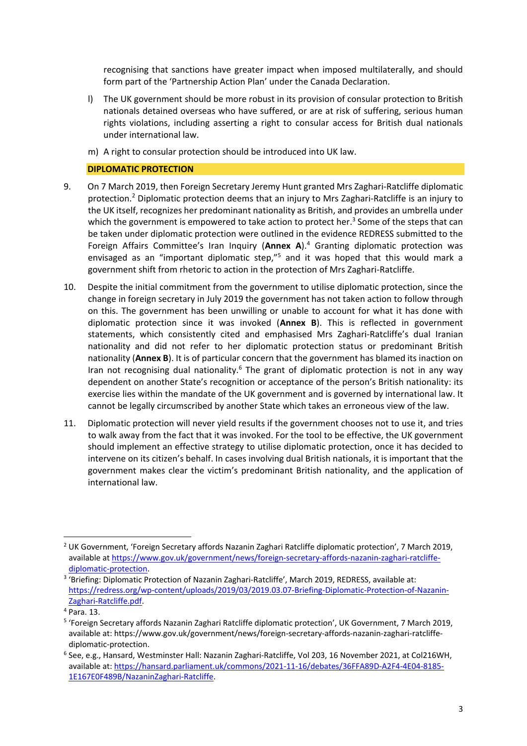recognising that sanctions have greater impact when imposed multilaterally, and should form part of the 'Partnership Action Plan' under the Canada Declaration.

l) The UK government should be more robust in its provision of consular protection to British nationals detained overseas who have suffered, or are at risk of suffering, serious human rights violations, including asserting a right to consular access for British dual nationals under international law.

m) A right to consular protection should be introduced into UK law.

## DIPLOMATIC PROTECTION

9. On 7 March 2019, then Foreign Secretary Jeremy Hunt granted Mrs Zaghari-Ratcliffe diplomatic protection.[2] Diplomatic protection deems that an injury to Mrs Zaghari-Ratcliffe is an injury to the UK itself, recognizes her predominant nationality as British, and provides an umbrella under which the government is empowered to take action to protect her.[3] Some of the steps that can be taken under diplomatic protection were outlined in the evidence REDRESS submitted to the Foreign Affairs Committee's Iran Inquiry (**Annex A**).[4] Granting diplomatic protection was envisaged as an "important diplomatic step,"[5] and it was hoped that this would mark a government shift from rhetoric to action in the protection of Mrs Zaghari-Ratcliffe.

10. Despite the initial commitment from the government to utilise diplomatic protection, since the change in foreign secretary in July 2019 the government has not taken action to follow through on this. The government has been unwilling or unable to account for what it has done with diplomatic protection since it was invoked (**Annex B**). This is reflected in government statements, which consistently cited and emphasised Mrs Zaghari-Ratcliffe's dual Iranian nationality and did not refer to her diplomatic protection status or predominant British nationality (**Annex B**). It is of particular concern that the government has blamed its inaction on Iran not recognising dual nationality.[6] The grant of diplomatic protection is not in any way dependent on another State's recognition or acceptance of the person's British nationality: its exercise lies within the mandate of the UK government and is governed by international law. It cannot be legally circumscribed by another State which takes an erroneous view of the law.

11. Diplomatic protection will never yield results if the government chooses not to use it, and tries to walk away from the fact that it was invoked. For the tool to be effective, the UK government should implement an effective strategy to utilise diplomatic protection, once it has decided to intervene on its citizen's behalf. In cases involving dual British nationals, it is important that the government makes clear the victim's predominant British nationality, and the application of international law.

---

[2] UK Government, 'Foreign Secretary affords Nazanin Zaghari Ratcliffe diplomatic protection', 7 March 2019, available at [https://www.gov.uk/government/news/foreign-secretary-affords-nazanin-zaghari-ratcliffe-diplomatic-protection](https://www.gov.uk/government/news/foreign-secretary-affords-nazanin-zaghari-ratcliffe-diplomatic-protection).

[3] 'Briefing: Diplomatic Protection of Nazanin Zaghari-Ratcliffe', March 2019, REDRESS, available at: [https://redress.org/wp-content/uploads/2019/03/2019.03.07-Briefing-Diplomatic-Protection-of-Nazanin-Zaghari-Ratcliffe.pdf](https://redress.org/wp-content/uploads/2019/03/2019.03.07-Briefing-Diplomatic-Protection-of-Nazanin-Zaghari-Ratcliffe.pdf).

[4] Para. 13.

[5] 'Foreign Secretary affords Nazanin Zaghari Ratcliffe diplomatic protection', UK Government, 7 March 2019, available at: https://www.gov.uk/government/news/foreign-secretary-affords-nazanin-zaghari-ratcliffe-diplomatic-protection.

[6] See, e.g., Hansard, Westminster Hall: Nazanin Zaghari-Ratcliffe, Vol 203, 16 November 2021, at Col216WH, available at: [https://hansard.parliament.uk/commons/2021-11-16/debates/36FFA89D-A2F4-4E04-8185-1E167E0F489B/NazaninZaghari-Ratcliffe](https://hansard.parliament.uk/commons/2021-11-16/debates/36FFA89D-A2F4-4E04-8185-1E167E0F489B/NazaninZaghari-Ratcliffe).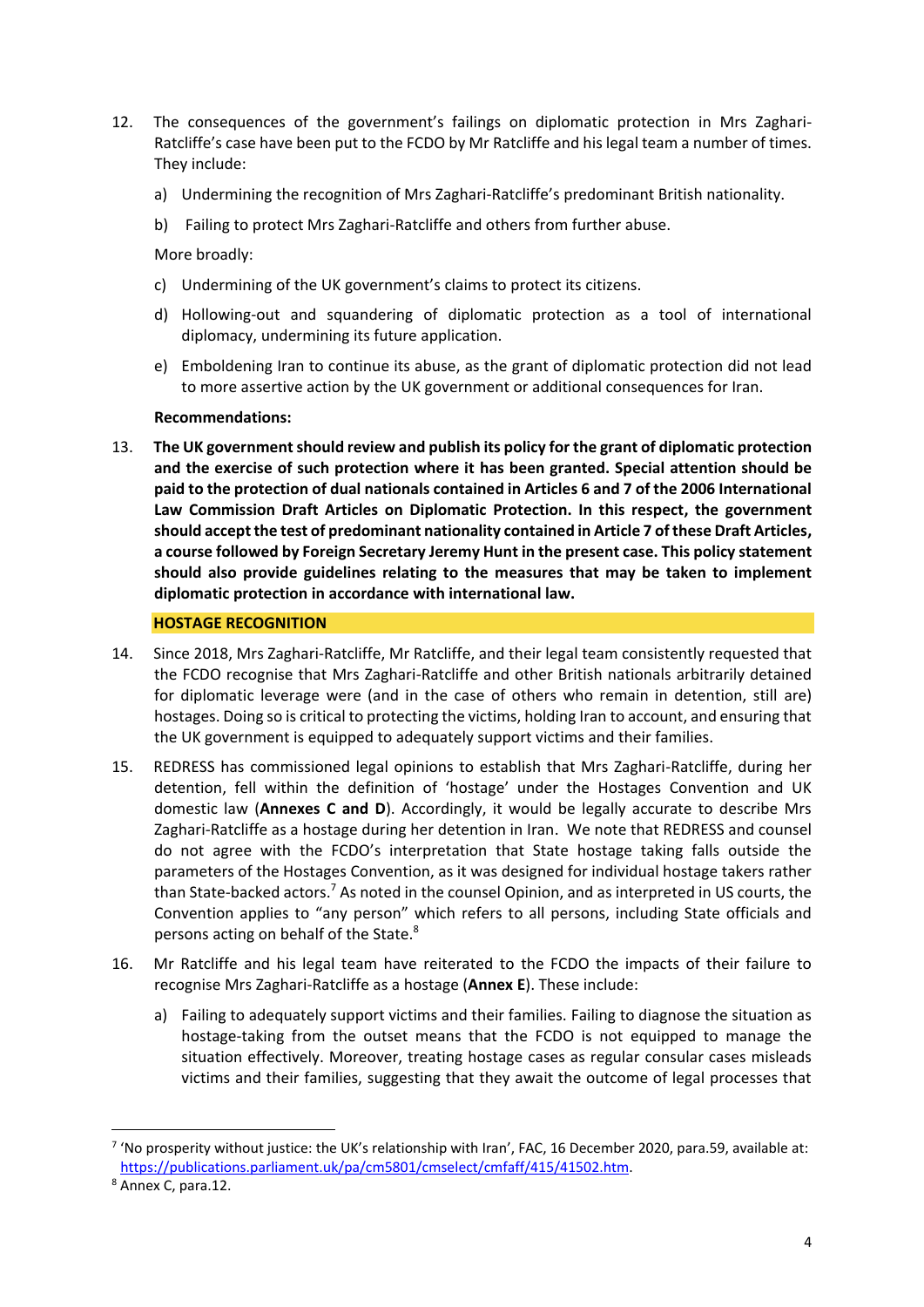12. The consequences of the government's failings on diplomatic protection in Mrs Zaghari-Ratcliffe's case have been put to the FCDO by Mr Ratcliffe and his legal team a number of times. They include:

    a) Undermining the recognition of Mrs Zaghari-Ratcliffe's predominant British nationality.

    b) Failing to protect Mrs Zaghari-Ratcliffe and others from further abuse.

    More broadly:

    c) Undermining of the UK government's claims to protect its citizens.

    d) Hollowing-out and squandering of diplomatic protection as a tool of international diplomacy, undermining its future application.

    e) Emboldening Iran to continue its abuse, as the grant of diplomatic protection did not lead to more assertive action by the UK government or additional consequences for Iran.

    **Recommendations:**

13. **The UK government should review and publish its policy for the grant of diplomatic protection and the exercise of such protection where it has been granted. Special attention should be paid to the protection of dual nationals contained in Articles 6 and 7 of the 2006 International Law Commission Draft Articles on Diplomatic Protection. In this respect, the government should accept the test of predominant nationality contained in Article 7 of these Draft Articles, a course followed by Foreign Secretary Jeremy Hunt in the present case. This policy statement should also provide guidelines relating to the measures that may be taken to implement diplomatic protection in accordance with international law.**

## HOSTAGE RECOGNITION

14. Since 2018, Mrs Zaghari-Ratcliffe, Mr Ratcliffe, and their legal team consistently requested that the FCDO recognise that Mrs Zaghari-Ratcliffe and other British nationals arbitrarily detained for diplomatic leverage were (and in the case of others who remain in detention, still are) hostages. Doing so is critical to protecting the victims, holding Iran to account, and ensuring that the UK government is equipped to adequately support victims and their families.

15. REDRESS has commissioned legal opinions to establish that Mrs Zaghari-Ratcliffe, during her detention, fell within the definition of 'hostage' under the Hostages Convention and UK domestic law (**Annexes C and D**). Accordingly, it would be legally accurate to describe Mrs Zaghari-Ratcliffe as a hostage during her detention in Iran. We note that REDRESS and counsel do not agree with the FCDO's interpretation that State hostage taking falls outside the parameters of the Hostages Convention, as it was designed for individual hostage takers rather than State-backed actors.[7] As noted in the counsel Opinion, and as interpreted in US courts, the Convention applies to "any person" which refers to all persons, including State officials and persons acting on behalf of the State.[8]

16. Mr Ratcliffe and his legal team have reiterated to the FCDO the impacts of their failure to recognise Mrs Zaghari-Ratcliffe as a hostage (**Annex E**). These include:

    a) Failing to adequately support victims and their families. Failing to diagnose the situation as hostage-taking from the outset means that the FCDO is not equipped to manage the situation effectively. Moreover, treating hostage cases as regular consular cases misleads victims and their families, suggesting that they await the outcome of legal processes that

---

[7] 'No prosperity without justice: the UK's relationship with Iran', FAC, 16 December 2020, para.59, available at: https://publications.parliament.uk/pa/cm5801/cmselect/cmfaff/415/41502.htm.

[8] Annex C, para.12.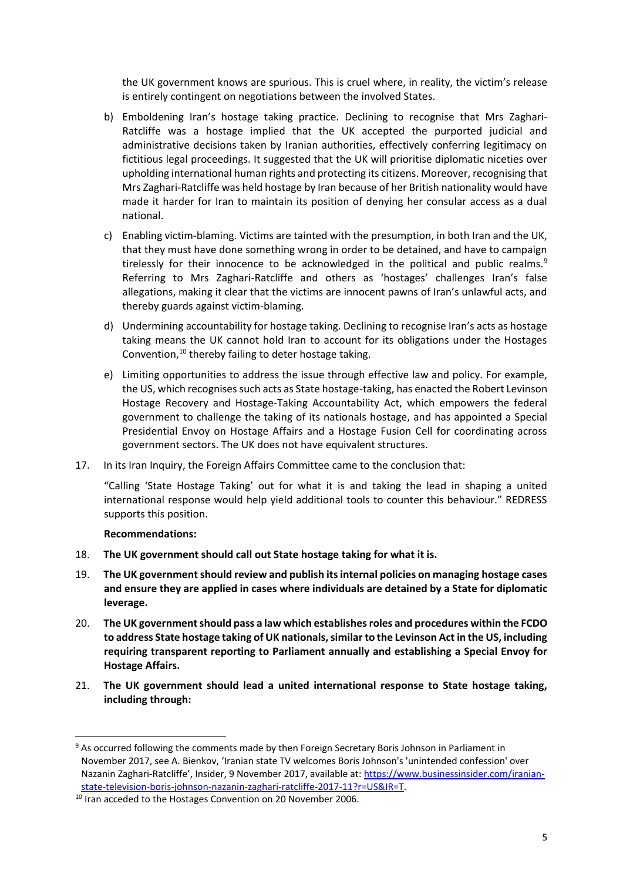the UK government knows are spurious. This is cruel where, in reality, the victim's release is entirely contingent on negotiations between the involved States.

b) Emboldening Iran's hostage taking practice. Declining to recognise that Mrs Zaghari-Ratcliffe was a hostage implied that the UK accepted the purported judicial and administrative decisions taken by Iranian authorities, effectively conferring legitimacy on fictitious legal proceedings. It suggested that the UK will prioritise diplomatic niceties over upholding international human rights and protecting its citizens. Moreover, recognising that Mrs Zaghari-Ratcliffe was held hostage by Iran because of her British nationality would have made it harder for Iran to maintain its position of denying her consular access as a dual national.

c) Enabling victim-blaming. Victims are tainted with the presumption, in both Iran and the UK, that they must have done something wrong in order to be detained, and have to campaign tirelessly for their innocence to be acknowledged in the political and public realms.[9] Referring to Mrs Zaghari-Ratcliffe and others as 'hostages' challenges Iran's false allegations, making it clear that the victims are innocent pawns of Iran's unlawful acts, and thereby guards against victim-blaming.

d) Undermining accountability for hostage taking. Declining to recognise Iran's acts as hostage taking means the UK cannot hold Iran to account for its obligations under the Hostages Convention,[10] thereby failing to deter hostage taking.

e) Limiting opportunities to address the issue through effective law and policy. For example, the US, which recognises such acts as State hostage-taking, has enacted the Robert Levinson Hostage Recovery and Hostage-Taking Accountability Act, which empowers the federal government to challenge the taking of its nationals hostage, and has appointed a Special Presidential Envoy on Hostage Affairs and a Hostage Fusion Cell for coordinating across government sectors. The UK does not have equivalent structures.

17. In its Iran Inquiry, the Foreign Affairs Committee came to the conclusion that:

"Calling 'State Hostage Taking' out for what it is and taking the lead in shaping a united international response would help yield additional tools to counter this behaviour." REDRESS supports this position.

**Recommendations:**

18. **The UK government should call out State hostage taking for what it is.**

19. **The UK government should review and publish its internal policies on managing hostage cases and ensure they are applied in cases where individuals are detained by a State for diplomatic leverage.**

20. **The UK government should pass a law which establishes roles and procedures within the FCDO to address State hostage taking of UK nationals, similar to the Levinson Act in the US, including requiring transparent reporting to Parliament annually and establishing a Special Envoy for Hostage Affairs.**

21. **The UK government should lead a united international response to State hostage taking, including through:**

---

[9] As occurred following the comments made by then Foreign Secretary Boris Johnson in Parliament in November 2017, see A. Bienkov, 'Iranian state TV welcomes Boris Johnson's 'unintended confession' over Nazanin Zaghari-Ratcliffe', Insider, 9 November 2017, available at: https://www.businessinsider.com/iranian-state-television-boris-johnson-nazanin-zaghari-ratcliffe-2017-11?r=US&IR=T.

[10] Iran acceded to the Hostages Convention on 20 November 2006.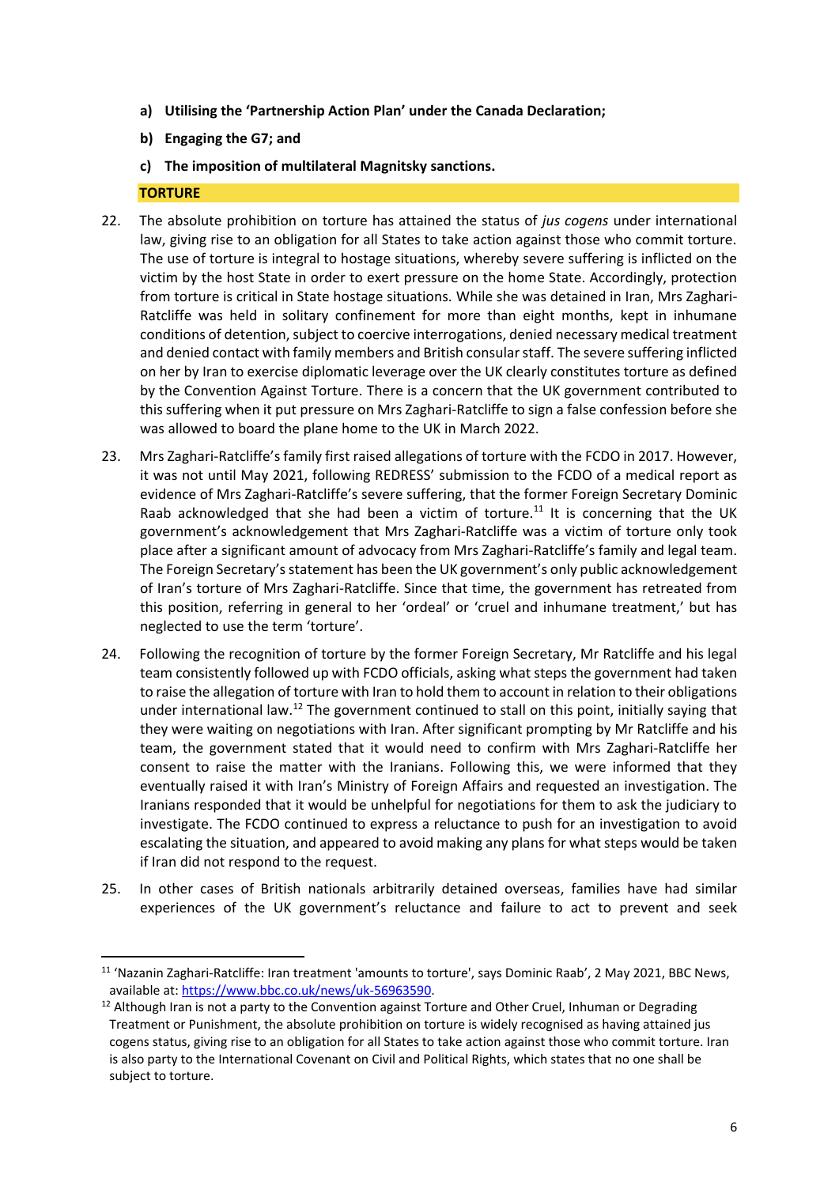- **a) Utilising the 'Partnership Action Plan' under the Canada Declaration;**
- **b) Engaging the G7; and**
- **c) The imposition of multilateral Magnitsky sanctions.**

## TORTURE

22. The absolute prohibition on torture has attained the status of *jus cogens* under international law, giving rise to an obligation for all States to take action against those who commit torture. The use of torture is integral to hostage situations, whereby severe suffering is inflicted on the victim by the host State in order to exert pressure on the home State. Accordingly, protection from torture is critical in State hostage situations. While she was detained in Iran, Mrs Zaghari-Ratcliffe was held in solitary confinement for more than eight months, kept in inhumane conditions of detention, subject to coercive interrogations, denied necessary medical treatment and denied contact with family members and British consular staff. The severe suffering inflicted on her by Iran to exercise diplomatic leverage over the UK clearly constitutes torture as defined by the Convention Against Torture. There is a concern that the UK government contributed to this suffering when it put pressure on Mrs Zaghari-Ratcliffe to sign a false confession before she was allowed to board the plane home to the UK in March 2022.

23. Mrs Zaghari-Ratcliffe's family first raised allegations of torture with the FCDO in 2017. However, it was not until May 2021, following REDRESS' submission to the FCDO of a medical report as evidence of Mrs Zaghari-Ratcliffe's severe suffering, that the former Foreign Secretary Dominic Raab acknowledged that she had been a victim of torture.[11] It is concerning that the UK government's acknowledgement that Mrs Zaghari-Ratcliffe was a victim of torture only took place after a significant amount of advocacy from Mrs Zaghari-Ratcliffe's family and legal team. The Foreign Secretary's statement has been the UK government's only public acknowledgement of Iran's torture of Mrs Zaghari-Ratcliffe. Since that time, the government has retreated from this position, referring in general to her 'ordeal' or 'cruel and inhumane treatment,' but has neglected to use the term 'torture'.

24. Following the recognition of torture by the former Foreign Secretary, Mr Ratcliffe and his legal team consistently followed up with FCDO officials, asking what steps the government had taken to raise the allegation of torture with Iran to hold them to account in relation to their obligations under international law.[12] The government continued to stall on this point, initially saying that they were waiting on negotiations with Iran. After significant prompting by Mr Ratcliffe and his team, the government stated that it would need to confirm with Mrs Zaghari-Ratcliffe her consent to raise the matter with the Iranians. Following this, we were informed that they eventually raised it with Iran's Ministry of Foreign Affairs and requested an investigation. The Iranians responded that it would be unhelpful for negotiations for them to ask the judiciary to investigate. The FCDO continued to express a reluctance to push for an investigation to avoid escalating the situation, and appeared to avoid making any plans for what steps would be taken if Iran did not respond to the request.

25. In other cases of British nationals arbitrarily detained overseas, families have had similar experiences of the UK government's reluctance and failure to act to prevent and seek

---

[11] 'Nazanin Zaghari-Ratcliffe: Iran treatment 'amounts to torture', says Dominic Raab', 2 May 2021, BBC News, available at: https://www.bbc.co.uk/news/uk-56963590.

[12] Although Iran is not a party to the Convention against Torture and Other Cruel, Inhuman or Degrading Treatment or Punishment, the absolute prohibition on torture is widely recognised as having attained jus cogens status, giving rise to an obligation for all States to take action against those who commit torture. Iran is also party to the International Covenant on Civil and Political Rights, which states that no one shall be subject to torture.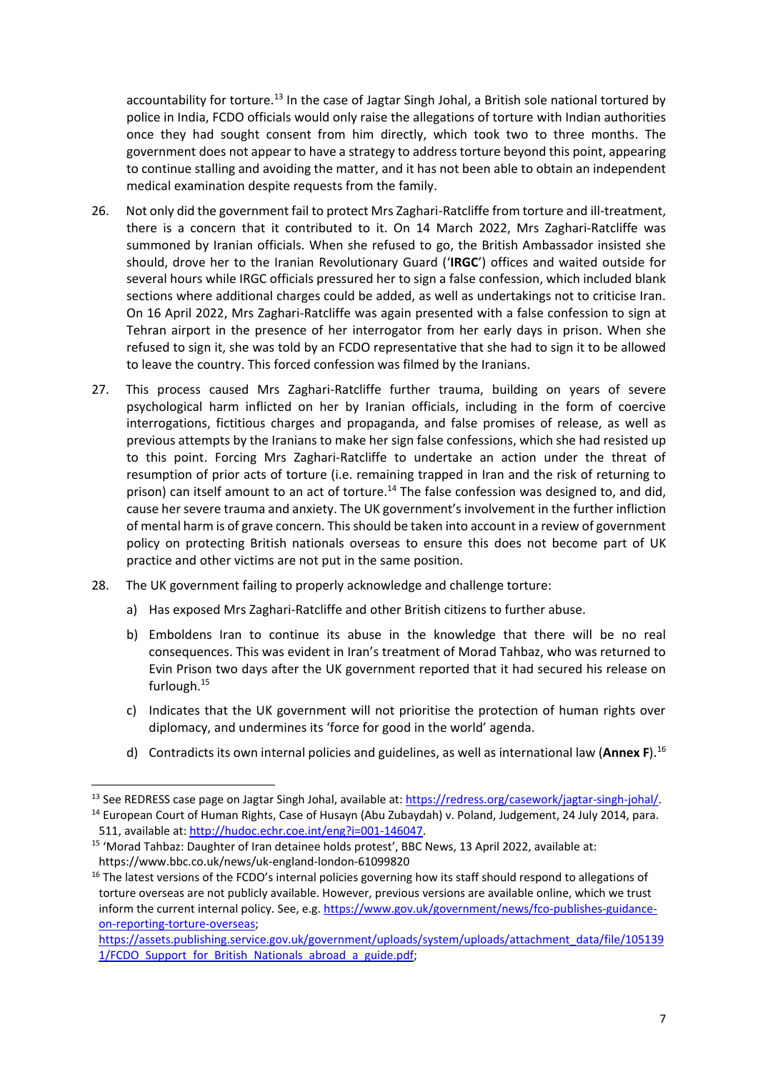accountability for torture.[13] In the case of Jagtar Singh Johal, a British sole national tortured by police in India, FCDO officials would only raise the allegations of torture with Indian authorities once they had sought consent from him directly, which took two to three months. The government does not appear to have a strategy to address torture beyond this point, appearing to continue stalling and avoiding the matter, and it has not been able to obtain an independent medical examination despite requests from the family.

26. Not only did the government fail to protect Mrs Zaghari-Ratcliffe from torture and ill-treatment, there is a concern that it contributed to it. On 14 March 2022, Mrs Zaghari-Ratcliffe was summoned by Iranian officials. When she refused to go, the British Ambassador insisted she should, drove her to the Iranian Revolutionary Guard ('**IRGC**') offices and waited outside for several hours while IRGC officials pressured her to sign a false confession, which included blank sections where additional charges could be added, as well as undertakings not to criticise Iran. On 16 April 2022, Mrs Zaghari-Ratcliffe was again presented with a false confession to sign at Tehran airport in the presence of her interrogator from her early days in prison. When she refused to sign it, she was told by an FCDO representative that she had to sign it to be allowed to leave the country. This forced confession was filmed by the Iranians.

27. This process caused Mrs Zaghari-Ratcliffe further trauma, building on years of severe psychological harm inflicted on her by Iranian officials, including in the form of coercive interrogations, fictitious charges and propaganda, and false promises of release, as well as previous attempts by the Iranians to make her sign false confessions, which she had resisted up to this point. Forcing Mrs Zaghari-Ratcliffe to undertake an action under the threat of resumption of prior acts of torture (i.e. remaining trapped in Iran and the risk of returning to prison) can itself amount to an act of torture.[14] The false confession was designed to, and did, cause her severe trauma and anxiety. The UK government's involvement in the further infliction of mental harm is of grave concern. This should be taken into account in a review of government policy on protecting British nationals overseas to ensure this does not become part of UK practice and other victims are not put in the same position.

28. The UK government failing to properly acknowledge and challenge torture:

    a) Has exposed Mrs Zaghari-Ratcliffe and other British citizens to further abuse.

    b) Emboldens Iran to continue its abuse in the knowledge that there will be no real consequences. This was evident in Iran's treatment of Morad Tahbaz, who was returned to Evin Prison two days after the UK government reported that it had secured his release on furlough.[15]

    c) Indicates that the UK government will not prioritise the protection of human rights over diplomacy, and undermines its 'force for good in the world' agenda.

    d) Contradicts its own internal policies and guidelines, as well as international law (**Annex F**).[16]

---

[13] See REDRESS case page on Jagtar Singh Johal, available at: https://redress.org/casework/jagtar-singh-johal/.

[14] European Court of Human Rights, Case of Husayn (Abu Zubaydah) v. Poland, Judgement, 24 July 2014, para. 511, available at: http://hudoc.echr.coe.int/eng?i=001-146047.

[15] 'Morad Tahbaz: Daughter of Iran detainee holds protest', BBC News, 13 April 2022, available at: https://www.bbc.co.uk/news/uk-england-london-61099820

[16] The latest versions of the FCDO's internal policies governing how its staff should respond to allegations of torture overseas are not publicly available. However, previous versions are available online, which we trust inform the current internal policy. See, e.g. https://www.gov.uk/government/news/fco-publishes-guidance-on-reporting-torture-overseas; https://assets.publishing.service.gov.uk/government/uploads/system/uploads/attachment_data/file/1051391/FCDO_Support_for_British_Nationals_abroad_a_guide.pdf;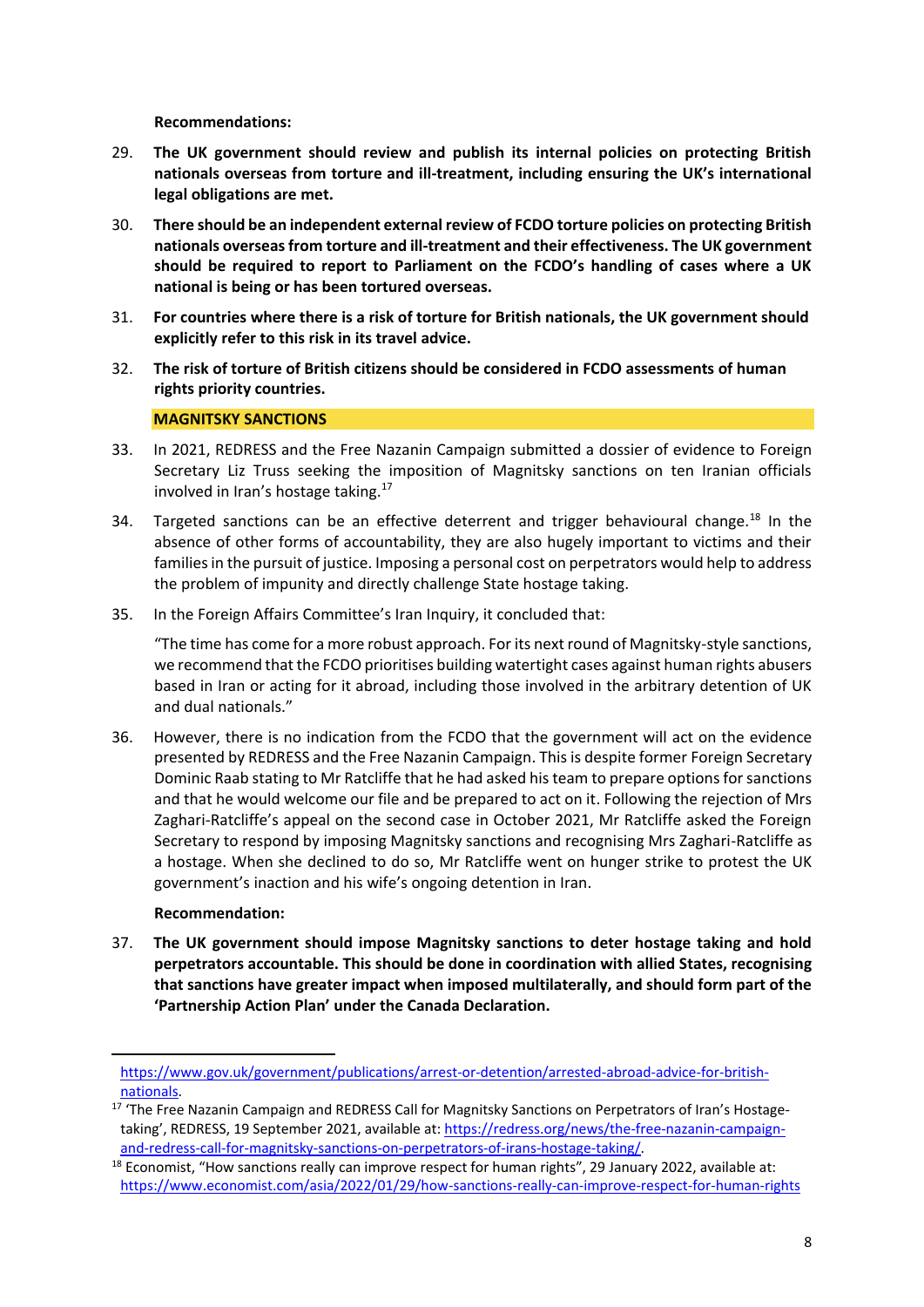**Recommendations:**

29. **The UK government should review and publish its internal policies on protecting British nationals overseas from torture and ill-treatment, including ensuring the UK's international legal obligations are met.**

30. **There should be an independent external review of FCDO torture policies on protecting British nationals overseas from torture and ill-treatment and their effectiveness. The UK government should be required to report to Parliament on the FCDO's handling of cases where a UK national is being or has been tortured overseas.**

31. **For countries where there is a risk of torture for British nationals, the UK government should explicitly refer to this risk in its travel advice.**

32. **The risk of torture of British citizens should be considered in FCDO assessments of human rights priority countries.**

## MAGNITSKY SANCTIONS

33. In 2021, REDRESS and the Free Nazanin Campaign submitted a dossier of evidence to Foreign Secretary Liz Truss seeking the imposition of Magnitsky sanctions on ten Iranian officials involved in Iran's hostage taking.[17]

34. Targeted sanctions can be an effective deterrent and trigger behavioural change.[18] In the absence of other forms of accountability, they are also hugely important to victims and their families in the pursuit of justice. Imposing a personal cost on perpetrators would help to address the problem of impunity and directly challenge State hostage taking.

35. In the Foreign Affairs Committee's Iran Inquiry, it concluded that:

    "The time has come for a more robust approach. For its next round of Magnitsky-style sanctions, we recommend that the FCDO prioritises building watertight cases against human rights abusers based in Iran or acting for it abroad, including those involved in the arbitrary detention of UK and dual nationals."

36. However, there is no indication from the FCDO that the government will act on the evidence presented by REDRESS and the Free Nazanin Campaign. This is despite former Foreign Secretary Dominic Raab stating to Mr Ratcliffe that he had asked his team to prepare options for sanctions and that he would welcome our file and be prepared to act on it. Following the rejection of Mrs Zaghari-Ratcliffe's appeal on the second case in October 2021, Mr Ratcliffe asked the Foreign Secretary to respond by imposing Magnitsky sanctions and recognising Mrs Zaghari-Ratcliffe as a hostage. When she declined to do so, Mr Ratcliffe went on hunger strike to protest the UK government's inaction and his wife's ongoing detention in Iran.

**Recommendation:**

37. **The UK government should impose Magnitsky sanctions to deter hostage taking and hold perpetrators accountable. This should be done in coordination with allied States, recognising that sanctions have greater impact when imposed multilaterally, and should form part of the 'Partnership Action Plan' under the Canada Declaration.**

---

https://www.gov.uk/government/publications/arrest-or-detention/arrested-abroad-advice-for-british-nationals.

[17] 'The Free Nazanin Campaign and REDRESS Call for Magnitsky Sanctions on Perpetrators of Iran's Hostage-taking', REDRESS, 19 September 2021, available at: https://redress.org/news/the-free-nazanin-campaign-and-redress-call-for-magnitsky-sanctions-on-perpetrators-of-irans-hostage-taking/.

[18] Economist, "How sanctions really can improve respect for human rights", 29 January 2022, available at: https://www.economist.com/asia/2022/01/29/how-sanctions-really-can-improve-respect-for-human-rights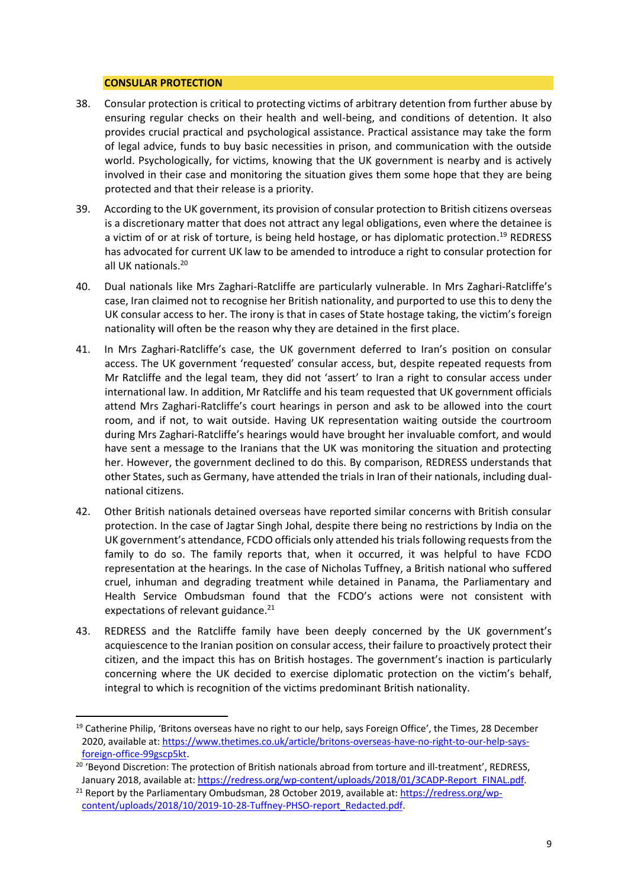## CONSULAR PROTECTION

38. Consular protection is critical to protecting victims of arbitrary detention from further abuse by ensuring regular checks on their health and well-being, and conditions of detention. It also provides crucial practical and psychological assistance. Practical assistance may take the form of legal advice, funds to buy basic necessities in prison, and communication with the outside world. Psychologically, for victims, knowing that the UK government is nearby and is actively involved in their case and monitoring the situation gives them some hope that they are being protected and that their release is a priority.

39. According to the UK government, its provision of consular protection to British citizens overseas is a discretionary matter that does not attract any legal obligations, even where the detainee is a victim of or at risk of torture, is being held hostage, or has diplomatic protection.[19] REDRESS has advocated for current UK law to be amended to introduce a right to consular protection for all UK nationals.[20]

40. Dual nationals like Mrs Zaghari-Ratcliffe are particularly vulnerable. In Mrs Zaghari-Ratcliffe's case, Iran claimed not to recognise her British nationality, and purported to use this to deny the UK consular access to her. The irony is that in cases of State hostage taking, the victim's foreign nationality will often be the reason why they are detained in the first place.

41. In Mrs Zaghari-Ratcliffe's case, the UK government deferred to Iran's position on consular access. The UK government 'requested' consular access, but, despite repeated requests from Mr Ratcliffe and the legal team, they did not 'assert' to Iran a right to consular access under international law. In addition, Mr Ratcliffe and his team requested that UK government officials attend Mrs Zaghari-Ratcliffe's court hearings in person and ask to be allowed into the court room, and if not, to wait outside. Having UK representation waiting outside the courtroom during Mrs Zaghari-Ratcliffe's hearings would have brought her invaluable comfort, and would have sent a message to the Iranians that the UK was monitoring the situation and protecting her. However, the government declined to do this. By comparison, REDRESS understands that other States, such as Germany, have attended the trials in Iran of their nationals, including dual-national citizens.

42. Other British nationals detained overseas have reported similar concerns with British consular protection. In the case of Jagtar Singh Johal, despite there being no restrictions by India on the UK government's attendance, FCDO officials only attended his trials following requests from the family to do so. The family reports that, when it occurred, it was helpful to have FCDO representation at the hearings. In the case of Nicholas Tuffney, a British national who suffered cruel, inhuman and degrading treatment while detained in Panama, the Parliamentary and Health Service Ombudsman found that the FCDO's actions were not consistent with expectations of relevant guidance.[21]

43. REDRESS and the Ratcliffe family have been deeply concerned by the UK government's acquiescence to the Iranian position on consular access, their failure to proactively protect their citizen, and the impact this has on British hostages. The government's inaction is particularly concerning where the UK decided to exercise diplomatic protection on the victim's behalf, integral to which is recognition of the victims predominant British nationality.

---

[19] Catherine Philip, 'Britons overseas have no right to our help, says Foreign Office', the Times, 28 December 2020, available at: https://www.thetimes.co.uk/article/britons-overseas-have-no-right-to-our-help-says-foreign-office-99gscp5kt.

[20] 'Beyond Discretion: The protection of British nationals abroad from torture and ill-treatment', REDRESS, January 2018, available at: https://redress.org/wp-content/uploads/2018/01/3CADP-Report_FINAL.pdf.

[21] Report by the Parliamentary Ombudsman, 28 October 2019, available at: https://redress.org/wp-content/uploads/2018/10/2019-10-28-Tuffney-PHSO-report_Redacted.pdf.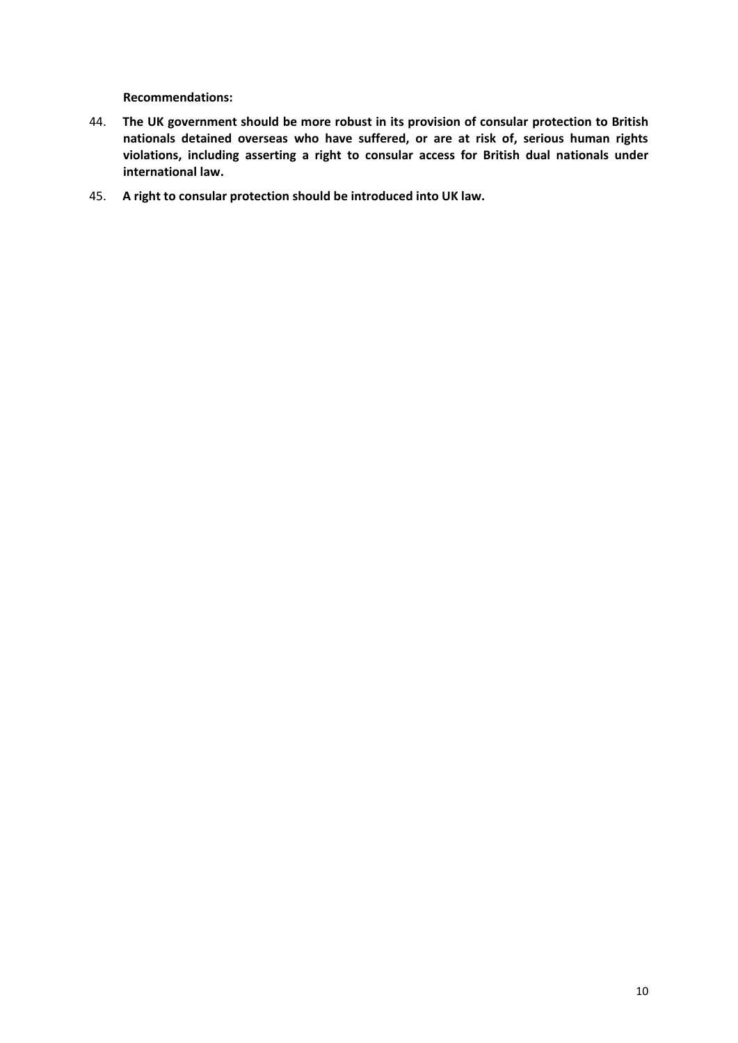**Recommendations:**

44. **The UK government should be more robust in its provision of consular protection to British nationals detained overseas who have suffered, or are at risk of, serious human rights violations, including asserting a right to consular access for British dual nationals under international law.**

45. **A right to consular protection should be introduced into UK law.**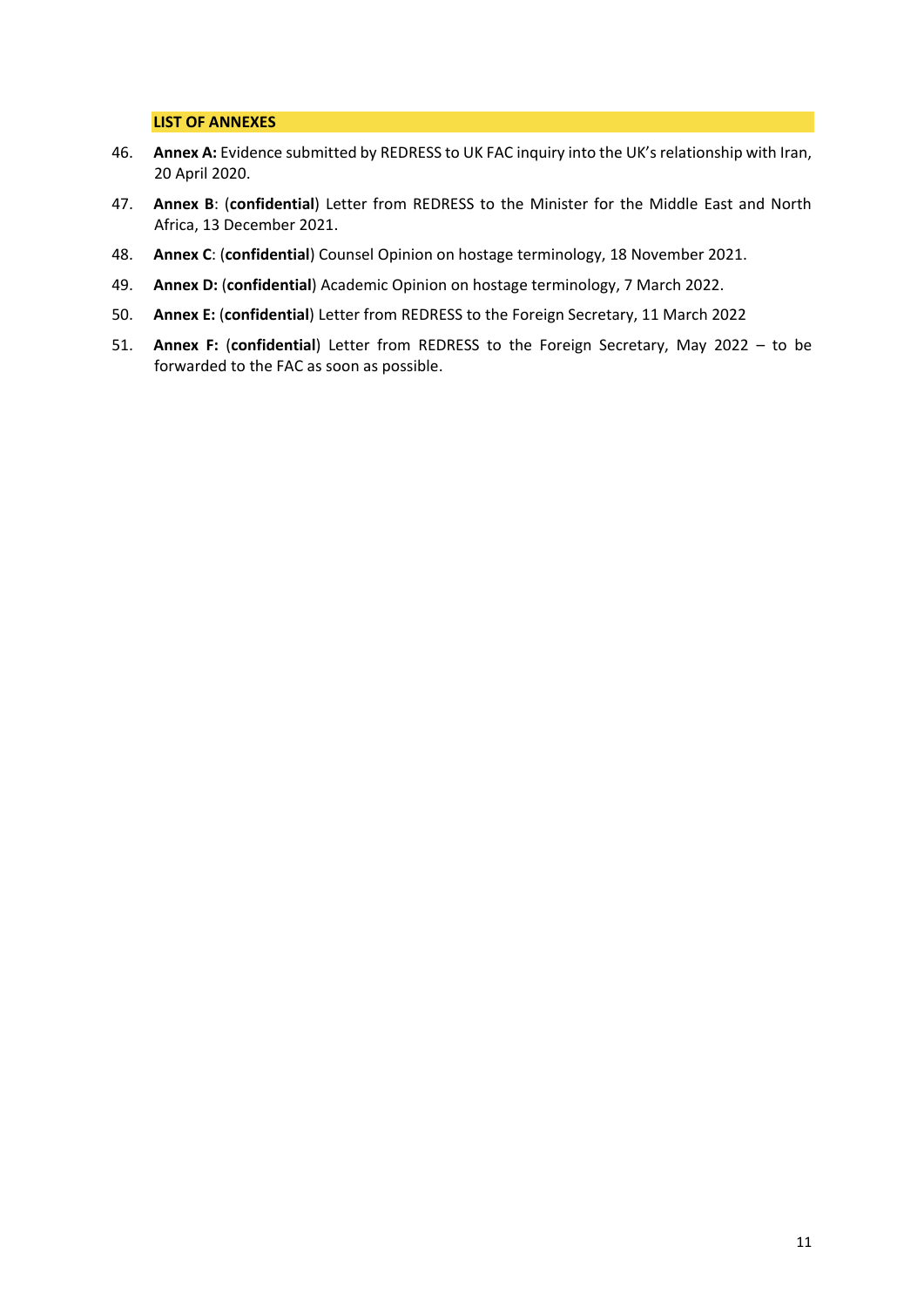## LIST OF ANNEXES

46. **Annex A:** Evidence submitted by REDRESS to UK FAC inquiry into the UK's relationship with Iran, 20 April 2020.
47. **Annex B**: (**confidential**) Letter from REDRESS to the Minister for the Middle East and North Africa, 13 December 2021.
48. **Annex C**: (**confidential**) Counsel Opinion on hostage terminology, 18 November 2021.
49. **Annex D:** (**confidential**) Academic Opinion on hostage terminology, 7 March 2022.
50. **Annex E:** (**confidential**) Letter from REDRESS to the Foreign Secretary, 11 March 2022
51. **Annex F:** (**confidential**) Letter from REDRESS to the Foreign Secretary, May 2022 – to be forwarded to the FAC as soon as possible.